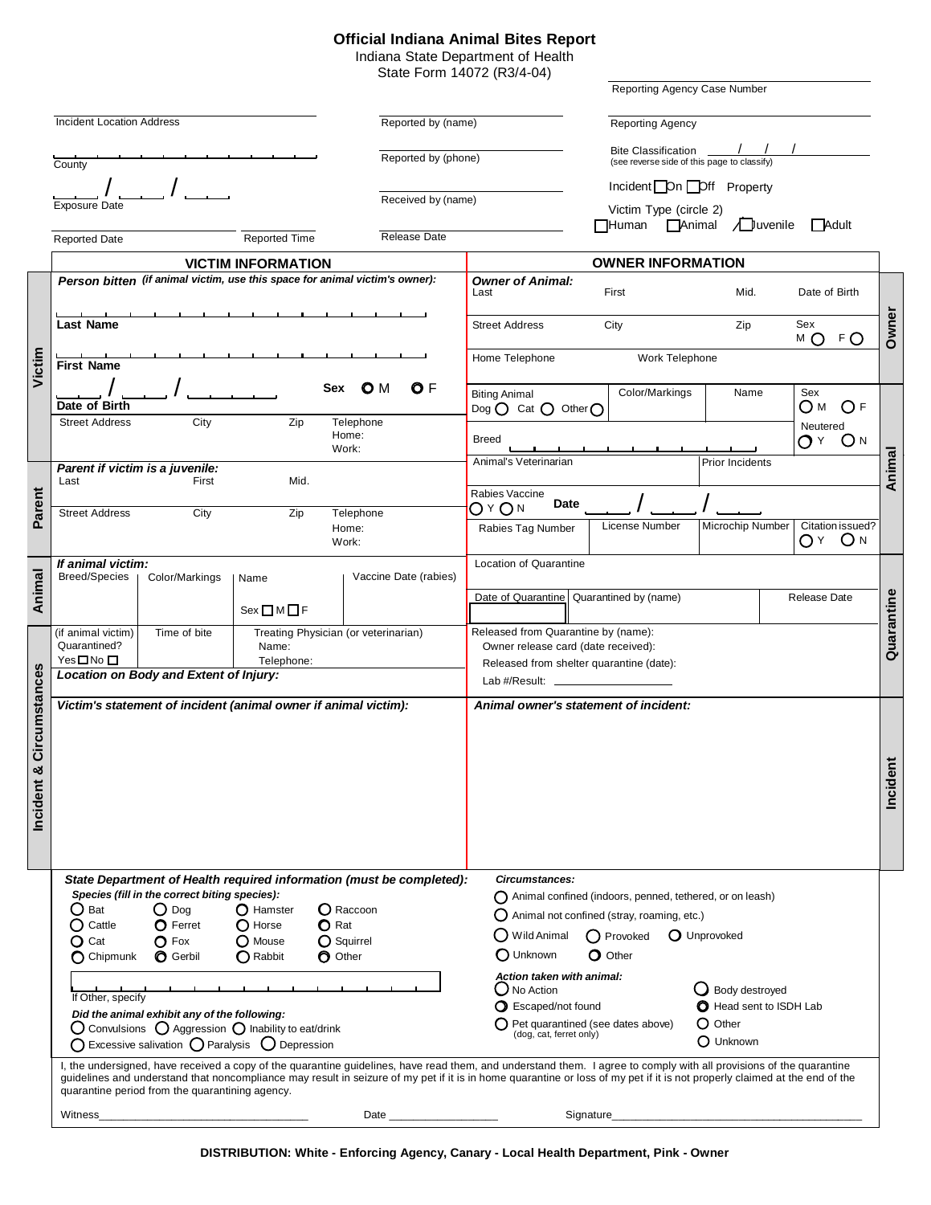# Official Indiana Animal Bites Report

Indiana State Department of Health
State Form 14072 (R3/4-04)

Reporting Agency Case Number

Incident Location Address

Reported by (name)

Reporting Agency

County

Reported by (phone)

Bite Classification ___ / ___ / ___
(see reverse side of this page to classify)

Exposure Date ___ / ___ / ___

Received by (name)

Incident ☐ On ☐ Off Property

Victim Type (circle 2)
☐ Human ☐ Animal ☐ Juvenile ☐ Adult

Reported Date

Reported Time

Release Date

## VICTIM INFORMATION

### Victim

***Person bitten*** *(if animal victim, use this space for animal victim's owner):*

**Last Name**

**First Name**

**Date of Birth** ___ / ___ / ___

**Sex** ○ M ○ F

| Street Address | City | Zip | Telephone Home: Work: |
|---|---|---|---|

### Parent

***Parent if victim is a juvenile:***

| Last | First | Mid. |
|---|---|---|

| Street Address | City | Zip | Telephone Home: Work: |
|---|---|---|---|

### Animal

***If animal victim:***

| Breed/Species | Color/Markings | Name | Vaccine Date (rabies) |
|---|---|---|---|
| | | Sex ☐ M ☐ F | |

### Incident & Circumstances

| (if animal victim) Quarantined? Yes ☐ No ☐ | Time of bite | Treating Physician (or veterinarian) Name: Telephone: |
|---|---|---|

***Location on Body and Extent of Injury:***

***Victim's statement of incident (animal owner if animal victim):***

## OWNER INFORMATION

### Owner

| Owner of Animal: Last | First | Mid. | Date of Birth |
|---|---|---|---|
| Street Address | City | Zip | Sex M ○ F ○ |
| Home Telephone | Work Telephone | | |

### Animal

| Biting Animal Dog ○ Cat ○ Other ○ | Color/Markings | Name | Sex ○ M ○ F |
|---|---|---|---|
| Breed | | | Neutered ○ Y ○ N |
| Animal's Veterinarian | | Prior Incidents | |
| Rabies Vaccine ○ Y ○ N | Date ___ / ___ / ___ | | |
| Rabies Tag Number | License Number | Microchip Number | Citation issued? ○ Y ○ N |

### Quarantine

Location of Quarantine

| Date of Quarantine | Quarantined by (name) | Release Date |
|---|---|---|

Released from Quarantine by (name):
Owner release card (date received):
Released from shelter quarantine (date):
Lab #/Result: ___________

### Incident

***Animal owner's statement of incident:***

***State Department of Health required information (must be completed):***

***Species (fill in the correct biting species):***

○ Bat ○ Dog ○ Hamster ○ Raccoon
○ Cattle ○ Ferret ○ Horse ○ Rat
○ Cat ○ Fox ○ Mouse ○ Squirrel
○ Chipmunk ○ Gerbil ○ Rabbit ○ Other

If Other, specify

***Did the animal exhibit any of the following:***

○ Convulsions ○ Aggression ○ Inability to eat/drink
○ Excessive salivation ○ Paralysis ○ Depression

***Circumstances:***

○ Animal confined (indoors, penned, tethered, or on leash)
○ Animal not confined (stray, roaming, etc.)
○ Wild Animal ○ Provoked ○ Unprovoked
○ Unknown ○ Other

***Action taken with animal:***

○ No Action ○ Body destroyed
○ Escaped/not found ○ Head sent to ISDH Lab
○ Pet quarantined (see dates above) (dog, cat, ferret only) ○ Other
○ Unknown

I, the undersigned, have received a copy of the quarantine guidelines, have read them, and understand them. I agree to comply with all provisions of the quarantine guidelines and understand that noncompliance may result in seizure of my pet if it is in home quarantine or loss of my pet if it is not properly claimed at the end of the quarantine period from the quarantining agency.

Witness__________________________ Date ______________ Signature______________________________

**DISTRIBUTION: White - Enforcing Agency, Canary - Local Health Department, Pink - Owner**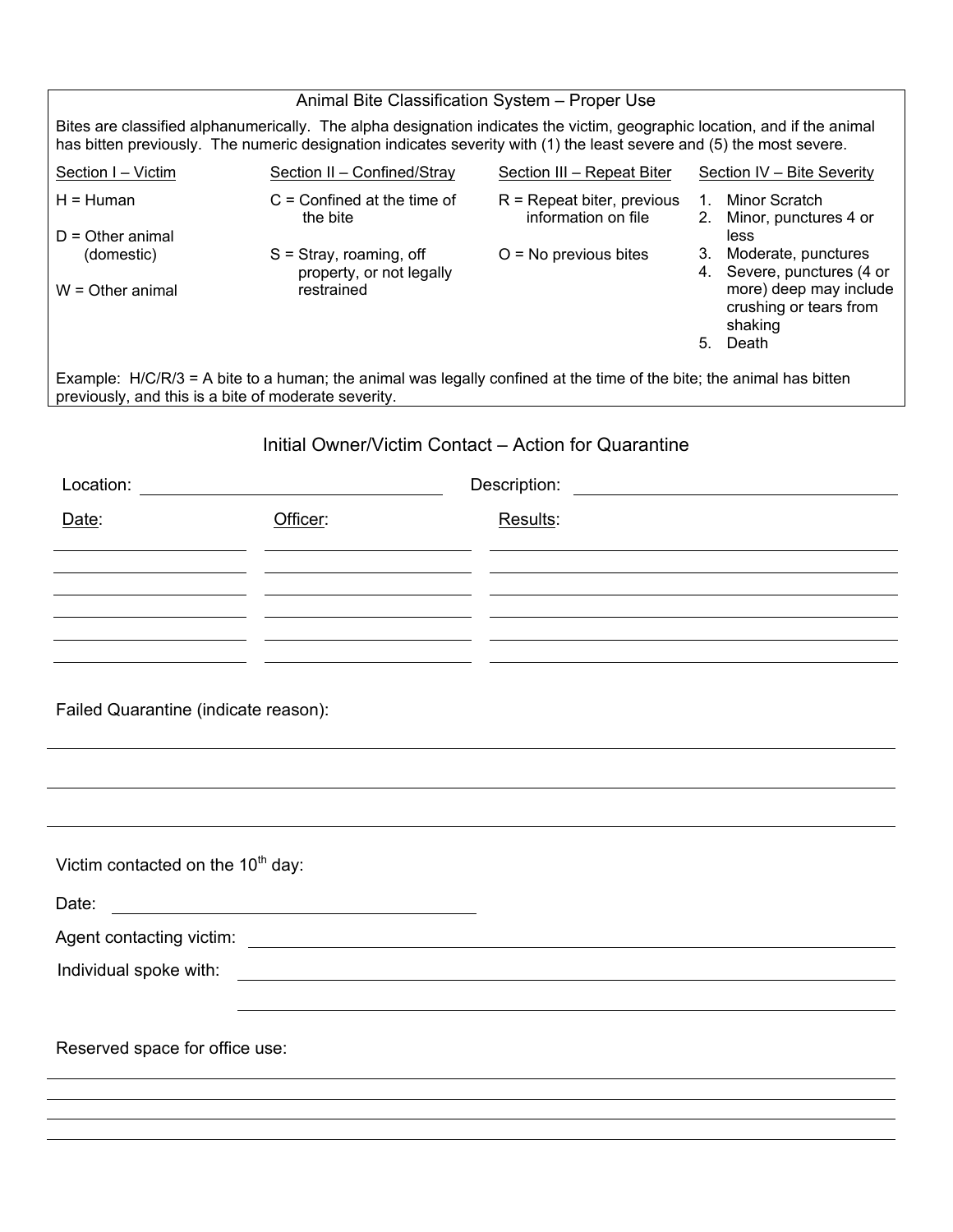## Animal Bite Classification System – Proper Use

Bites are classified alphanumerically. The alpha designation indicates the victim, geographic location, and if the animal has bitten previously. The numeric designation indicates severity with (1) the least severe and (5) the most severe.

| Section I – Victim | Section II – Confined/Stray | Section III – Repeat Biter | Section IV – Bite Severity |
|---|---|---|---|
| H = Human | C = Confined at the time of the bite | R = Repeat biter, previous information on file | 1. Minor Scratch |
| D = Other animal (domestic) | S = Stray, roaming, off property, or not legally restrained | O = No previous bites | 2. Minor, punctures 4 or less |
| W = Other animal | | | 3. Moderate, punctures |
| | | | 4. Severe, punctures (4 or more) deep may include crushing or tears from shaking |
| | | | 5. Death |

Example: H/C/R/3 = A bite to a human; the animal was legally confined at the time of the bite; the animal has bitten previously, and this is a bite of moderate severity.

## Initial Owner/Victim Contact – Action for Quarantine

Location: ______________________ Description: ______________________

| Date: | Officer: | Results: |
|---|---|---|
| | | |
| | | |
| | | |
| | | |
| | | |
| | | |

Failed Quarantine (indicate reason):

______________________________________________

______________________________________________

______________________________________________

Victim contacted on the 10th day:

Date: ______________________

Agent contacting victim: ______________________

Individual spoke with: ______________________

______________________

Reserved space for office use:

______________________________________________

______________________________________________

______________________________________________

______________________________________________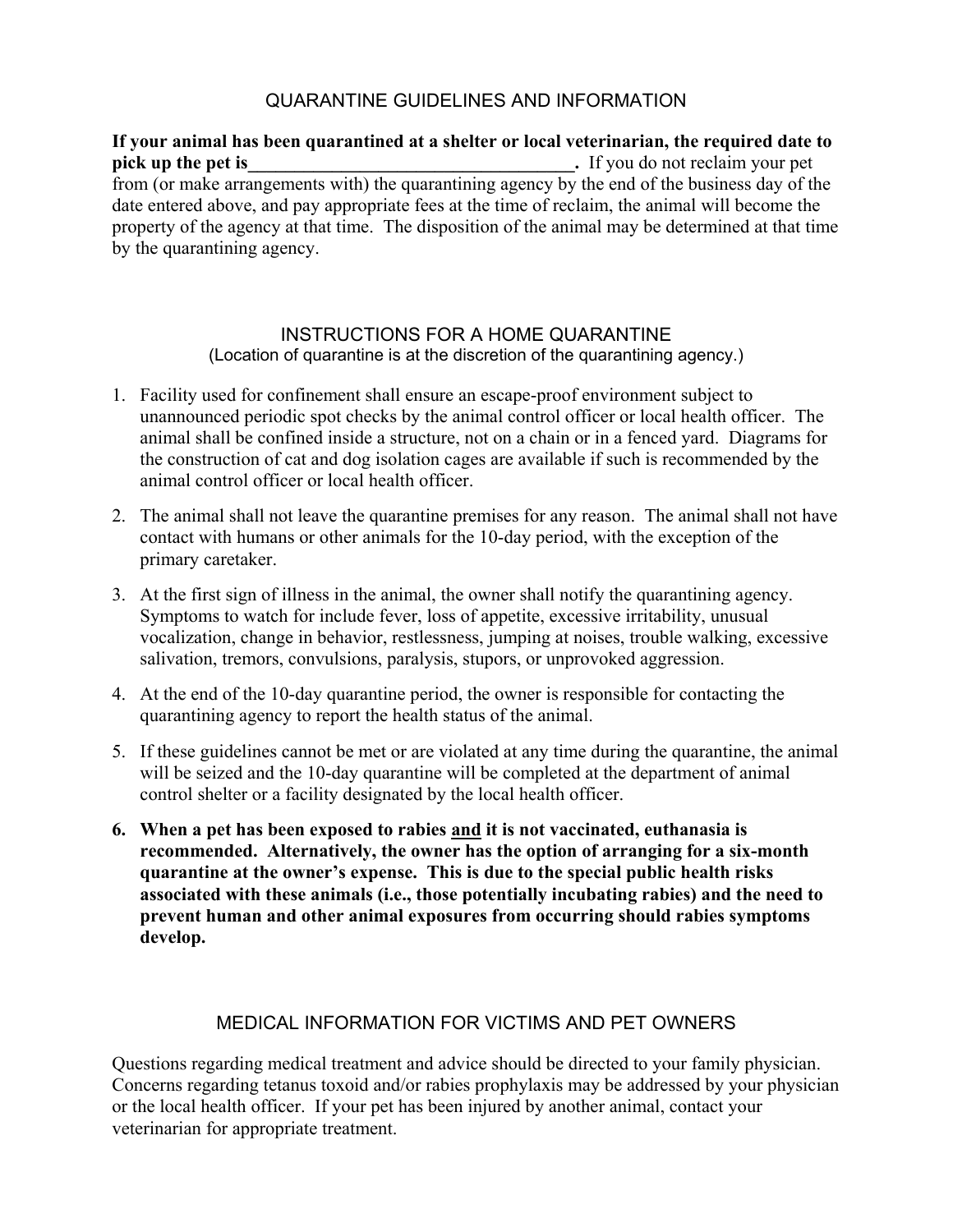## QUARANTINE GUIDELINES AND INFORMATION

**If your animal has been quarantined at a shelter or local veterinarian, the required date to pick up the pet is_____________________________________.** If you do not reclaim your pet from (or make arrangements with) the quarantining agency by the end of the business day of the date entered above, and pay appropriate fees at the time of reclaim, the animal will become the property of the agency at that time. The disposition of the animal may be determined at that time by the quarantining agency.

## INSTRUCTIONS FOR A HOME QUARANTINE

(Location of quarantine is at the discretion of the quarantining agency.)

1. Facility used for confinement shall ensure an escape-proof environment subject to unannounced periodic spot checks by the animal control officer or local health officer. The animal shall be confined inside a structure, not on a chain or in a fenced yard. Diagrams for the construction of cat and dog isolation cages are available if such is recommended by the animal control officer or local health officer.
2. The animal shall not leave the quarantine premises for any reason. The animal shall not have contact with humans or other animals for the 10-day period, with the exception of the primary caretaker.
3. At the first sign of illness in the animal, the owner shall notify the quarantining agency. Symptoms to watch for include fever, loss of appetite, excessive irritability, unusual vocalization, change in behavior, restlessness, jumping at noises, trouble walking, excessive salivation, tremors, convulsions, paralysis, stupors, or unprovoked aggression.
4. At the end of the 10-day quarantine period, the owner is responsible for contacting the quarantining agency to report the health status of the animal.
5. If these guidelines cannot be met or are violated at any time during the quarantine, the animal will be seized and the 10-day quarantine will be completed at the department of animal control shelter or a facility designated by the local health officer.
6. **When a pet has been exposed to rabies <u>and</u> it is not vaccinated, euthanasia is recommended. Alternatively, the owner has the option of arranging for a six-month quarantine at the owner's expense. This is due to the special public health risks associated with these animals (i.e., those potentially incubating rabies) and the need to prevent human and other animal exposures from occurring should rabies symptoms develop.**

## MEDICAL INFORMATION FOR VICTIMS AND PET OWNERS

Questions regarding medical treatment and advice should be directed to your family physician. Concerns regarding tetanus toxoid and/or rabies prophylaxis may be addressed by your physician or the local health officer. If your pet has been injured by another animal, contact your veterinarian for appropriate treatment.